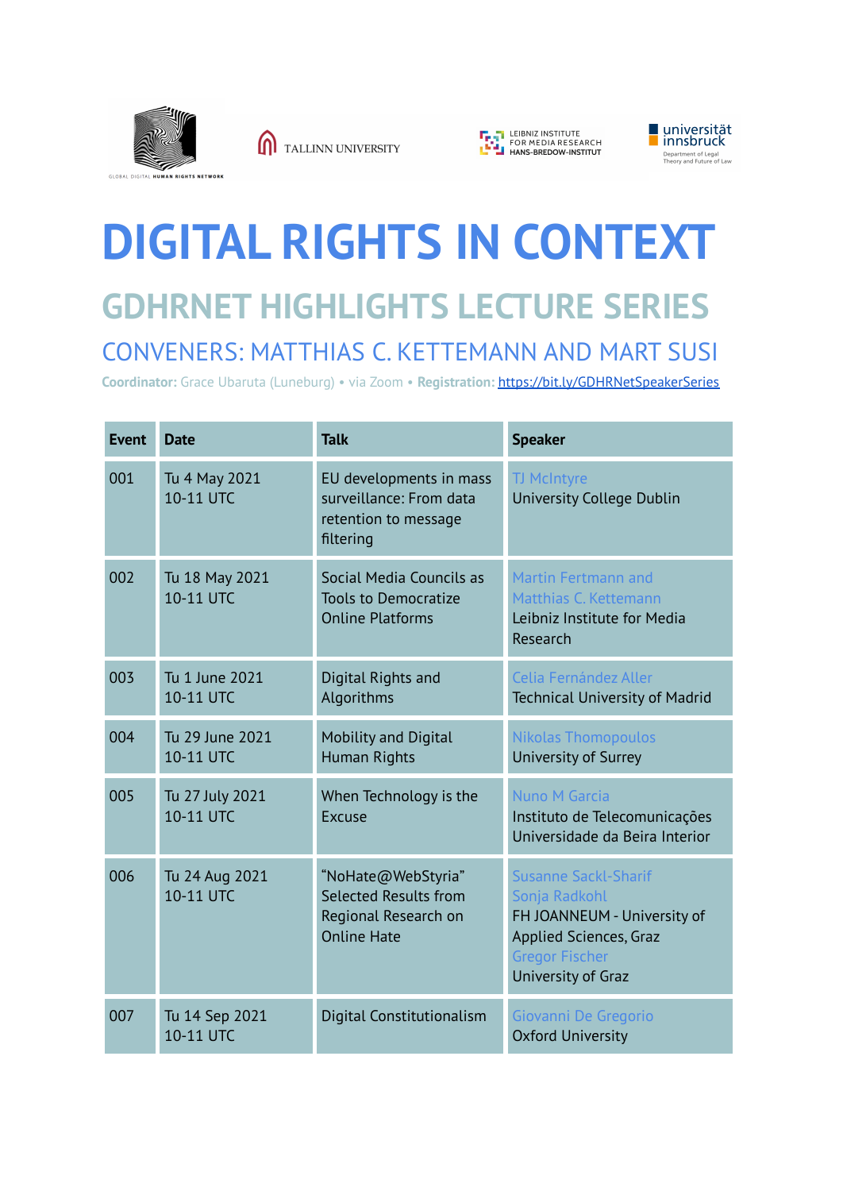GLOBAL DIGITAL HUMAN RIGHTS NETWORK

TALLINN UNIVERSITY

LEIBNIZ INSTITUTE FOR MEDIA RESEARCH HANS-BREDOW-INSTITUT

universität innsbruck
Department of Legal Theory and Future of Law

# DIGITAL RIGHTS IN CONTEXT

## GDHRNET HIGHLIGHTS LECTURE SERIES

### CONVENERS: MATTHIAS C. KETTEMANN AND MART SUSI

**Coordinator:** Grace Ubaruta (Luneburg) • via Zoom • **Registration:** https://bit.ly/GDHRNetSpeakerSeries

| Event | Date | Talk | Speaker |
|---|---|---|---|
| 001 | Tu 4 May 2021<br>10-11 UTC | EU developments in mass surveillance: From data retention to message filtering | TJ McIntyre<br>University College Dublin |
| 002 | Tu 18 May 2021<br>10-11 UTC | Social Media Councils as Tools to Democratize Online Platforms | Martin Fertmann and Matthias C. Kettemann<br>Leibniz Institute for Media Research |
| 003 | Tu 1 June 2021<br>10-11 UTC | Digital Rights and Algorithms | Celia Fernández Aller<br>Technical University of Madrid |
| 004 | Tu 29 June 2021<br>10-11 UTC | Mobility and Digital Human Rights | Nikolas Thomopoulos<br>University of Surrey |
| 005 | Tu 27 July 2021<br>10-11 UTC | When Technology is the Excuse | Nuno M Garcia<br>Instituto de Telecomunicações Universidade da Beira Interior |
| 006 | Tu 24 Aug 2021<br>10-11 UTC | "NoHate@WebStyria" Selected Results from Regional Research on Online Hate | Susanne Sackl-Sharif<br>Sonja Radkohl<br>FH JOANNEUM - University of Applied Sciences, Graz<br>Gregor Fischer<br>University of Graz |
| 007 | Tu 14 Sep 2021<br>10-11 UTC | Digital Constitutionalism | Giovanni De Gregorio<br>Oxford University |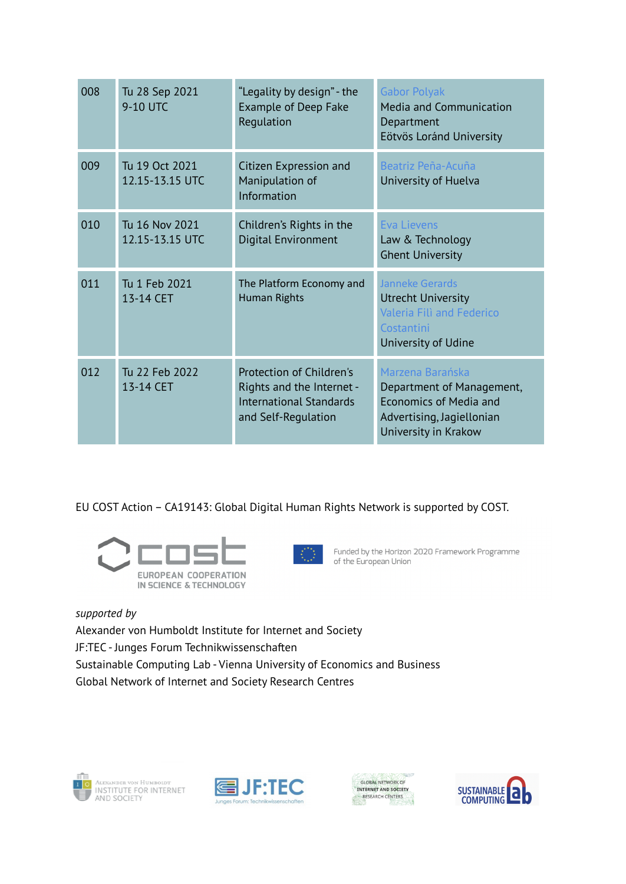| | | | |
|---|---|---|---|
| 008 | Tu 28 Sep 2021<br>9-10 UTC | "Legality by design" - the Example of Deep Fake Regulation | Gabor Polyak<br>Media and Communication Department<br>Eötvös Loránd University |
| 009 | Tu 19 Oct 2021<br>12.15-13.15 UTC | Citizen Expression and Manipulation of Information | Beatriz Peña-Acuña<br>University of Huelva |
| 010 | Tu 16 Nov 2021<br>12.15-13.15 UTC | Children's Rights in the Digital Environment | Eva Lievens<br>Law & Technology<br>Ghent University |
| 011 | Tu 1 Feb 2021<br>13-14 CET | The Platform Economy and Human Rights | Janneke Gerards<br>Utrecht University<br>Valeria Filì and Federico Costantini<br>University of Udine |
| 012 | Tu 22 Feb 2022<br>13-14 CET | Protection of Children's Rights and the Internet - International Standards and Self-Regulation | Marzena Barańska<br>Department of Management, Economics of Media and Advertising, Jagiellonian University in Krakow |

EU COST Action – CA19143: Global Digital Human Rights Network is supported by COST.

cost
EUROPEAN COOPERATION IN SCIENCE & TECHNOLOGY

Funded by the Horizon 2020 Framework Programme of the European Union

*supported by*
Alexander von Humboldt Institute for Internet and Society
JF:TEC - Junges Forum Technikwissenschaften
Sustainable Computing Lab - Vienna University of Economics and Business
Global Network of Internet and Society Research Centres

Alexander von Humboldt Institute for Internet and Society

JF:TEC Junges Forum: Technikwissenschaften

Global Network of Internet and Society Research Centers

Sustainable Computing Lab